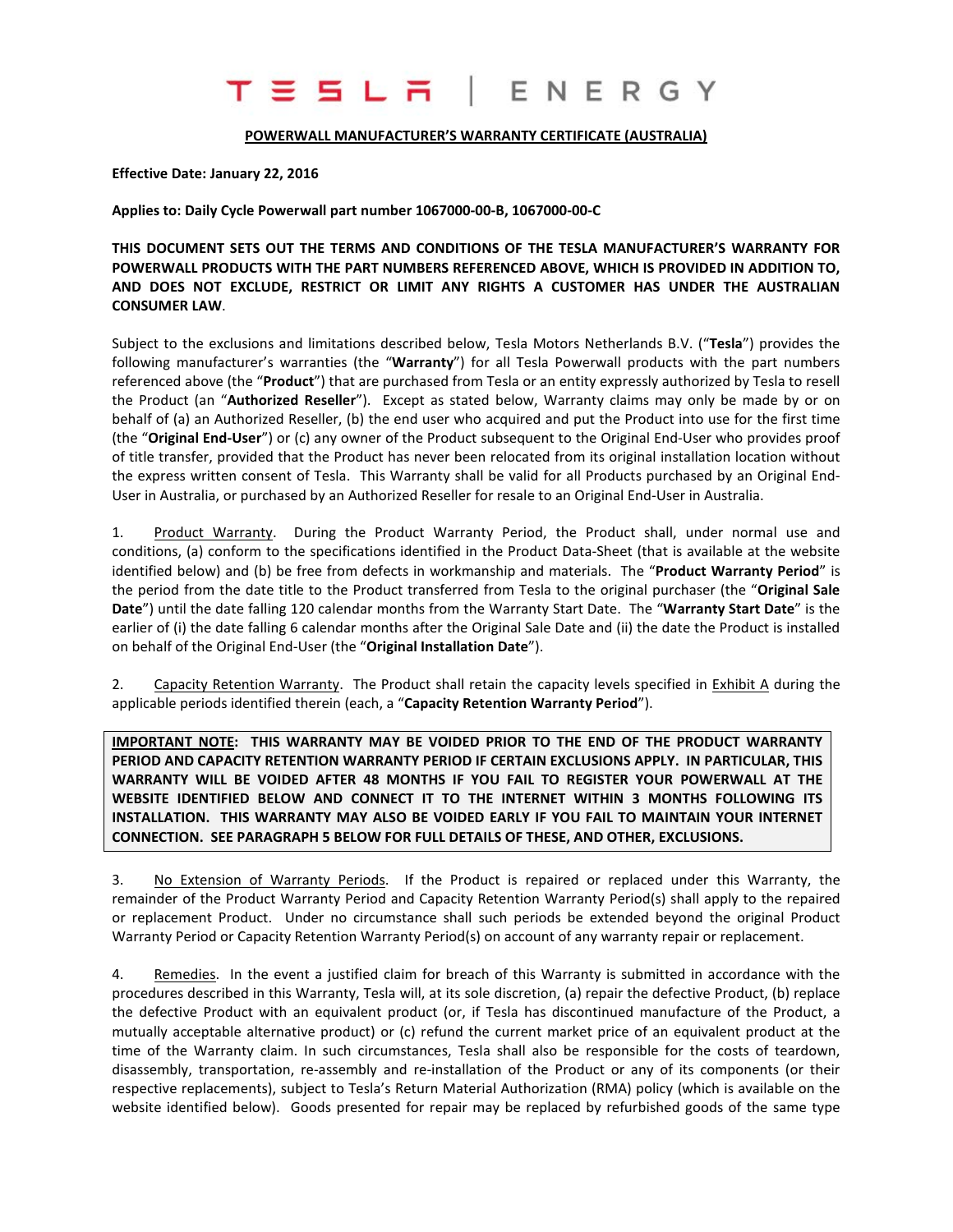# TESLA | ENERGY

## POWERWALL MANUFACTURER'S WARRANTY CERTIFICATE (AUSTRALIA)

**Effective Date: January 22, 2016**

**Applies to: Daily Cycle Powerwall part number 1067000-00-B, 1067000-00-C**

**THIS DOCUMENT SETS OUT THE TERMS AND CONDITIONS OF THE TESLA MANUFACTURER'S WARRANTY FOR POWERWALL PRODUCTS WITH THE PART NUMBERS REFERENCED ABOVE, WHICH IS PROVIDED IN ADDITION TO, AND DOES NOT EXCLUDE, RESTRICT OR LIMIT ANY RIGHTS A CUSTOMER HAS UNDER THE AUSTRALIAN CONSUMER LAW.**

Subject to the exclusions and limitations described below, Tesla Motors Netherlands B.V. ("**Tesla**") provides the following manufacturer's warranties (the "**Warranty**") for all Tesla Powerwall products with the part numbers referenced above (the "**Product**") that are purchased from Tesla or an entity expressly authorized by Tesla to resell the Product (an "**Authorized Reseller**"). Except as stated below, Warranty claims may only be made by or on behalf of (a) an Authorized Reseller, (b) the end user who acquired and put the Product into use for the first time (the "**Original End-User**") or (c) any owner of the Product subsequent to the Original End-User who provides proof of title transfer, provided that the Product has never been relocated from its original installation location without the express written consent of Tesla. This Warranty shall be valid for all Products purchased by an Original End-User in Australia, or purchased by an Authorized Reseller for resale to an Original End-User in Australia.

1. Product Warranty. During the Product Warranty Period, the Product shall, under normal use and conditions, (a) conform to the specifications identified in the Product Data-Sheet (that is available at the website identified below) and (b) be free from defects in workmanship and materials. The "**Product Warranty Period**" is the period from the date title to the Product transferred from Tesla to the original purchaser (the "**Original Sale Date**") until the date falling 120 calendar months from the Warranty Start Date. The "**Warranty Start Date**" is the earlier of (i) the date falling 6 calendar months after the Original Sale Date and (ii) the date the Product is installed on behalf of the Original End-User (the "**Original Installation Date**").

2. Capacity Retention Warranty. The Product shall retain the capacity levels specified in Exhibit A during the applicable periods identified therein (each, a "**Capacity Retention Warranty Period**").

**IMPORTANT NOTE: THIS WARRANTY MAY BE VOIDED PRIOR TO THE END OF THE PRODUCT WARRANTY PERIOD AND CAPACITY RETENTION WARRANTY PERIOD IF CERTAIN EXCLUSIONS APPLY. IN PARTICULAR, THIS WARRANTY WILL BE VOIDED AFTER 48 MONTHS IF YOU FAIL TO REGISTER YOUR POWERWALL AT THE WEBSITE IDENTIFIED BELOW AND CONNECT IT TO THE INTERNET WITHIN 3 MONTHS FOLLOWING ITS INSTALLATION. THIS WARRANTY MAY ALSO BE VOIDED EARLY IF YOU FAIL TO MAINTAIN YOUR INTERNET CONNECTION. SEE PARAGRAPH 5 BELOW FOR FULL DETAILS OF THESE, AND OTHER, EXCLUSIONS.**

3. No Extension of Warranty Periods. If the Product is repaired or replaced under this Warranty, the remainder of the Product Warranty Period and Capacity Retention Warranty Period(s) shall apply to the repaired or replacement Product. Under no circumstance shall such periods be extended beyond the original Product Warranty Period or Capacity Retention Warranty Period(s) on account of any warranty repair or replacement.

4. Remedies. In the event a justified claim for breach of this Warranty is submitted in accordance with the procedures described in this Warranty, Tesla will, at its sole discretion, (a) repair the defective Product, (b) replace the defective Product with an equivalent product (or, if Tesla has discontinued manufacture of the Product, a mutually acceptable alternative product) or (c) refund the current market price of an equivalent product at the time of the Warranty claim. In such circumstances, Tesla shall also be responsible for the costs of teardown, disassembly, transportation, re-assembly and re-installation of the Product or any of its components (or their respective replacements), subject to Tesla's Return Material Authorization (RMA) policy (which is available on the website identified below). Goods presented for repair may be replaced by refurbished goods of the same type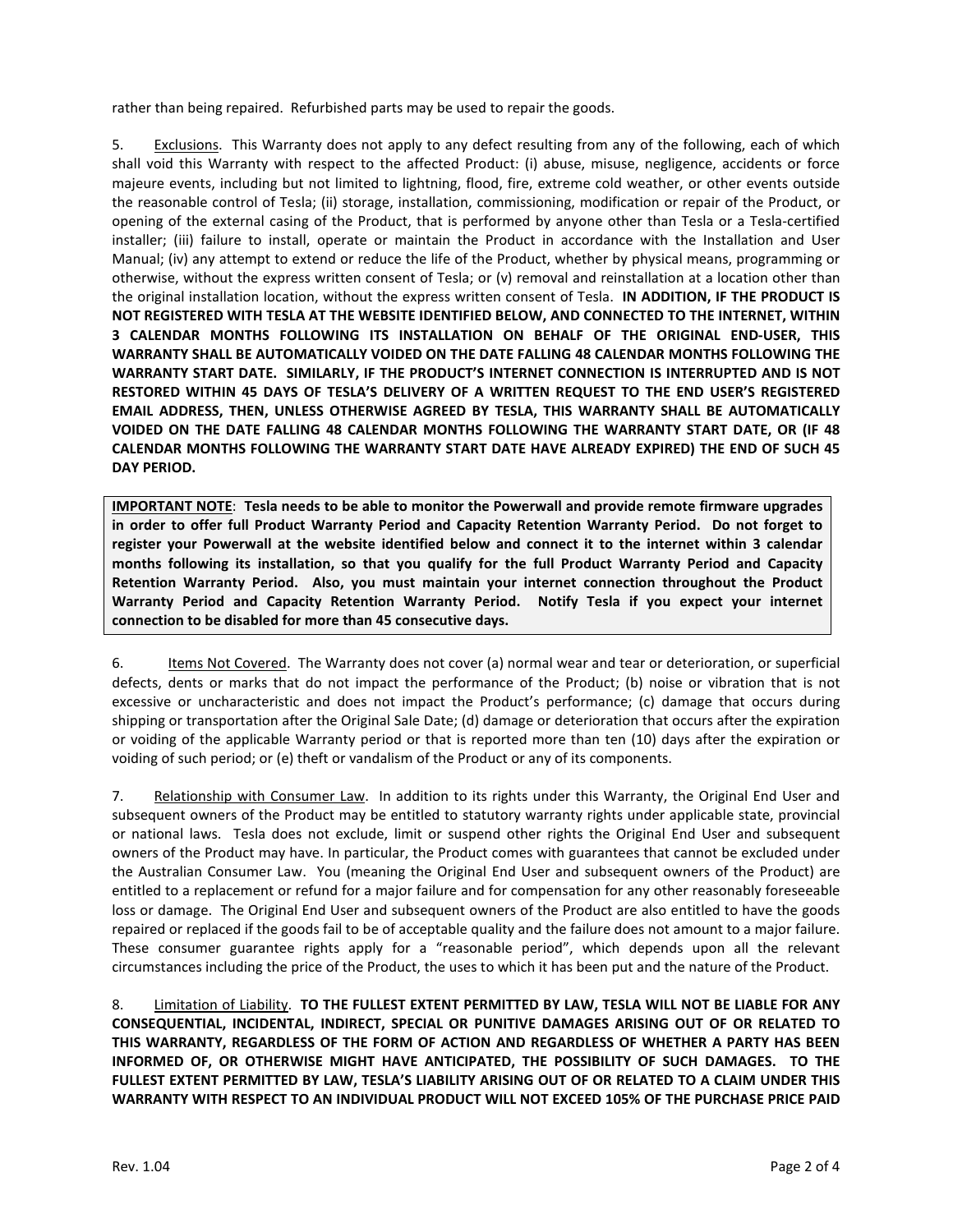rather than being repaired. Refurbished parts may be used to repair the goods.

5. Exclusions. This Warranty does not apply to any defect resulting from any of the following, each of which shall void this Warranty with respect to the affected Product: (i) abuse, misuse, negligence, accidents or force majeure events, including but not limited to lightning, flood, fire, extreme cold weather, or other events outside the reasonable control of Tesla; (ii) storage, installation, commissioning, modification or repair of the Product, or opening of the external casing of the Product, that is performed by anyone other than Tesla or a Tesla-certified installer; (iii) failure to install, operate or maintain the Product in accordance with the Installation and User Manual; (iv) any attempt to extend or reduce the life of the Product, whether by physical means, programming or otherwise, without the express written consent of Tesla; or (v) removal and reinstallation at a location other than the original installation location, without the express written consent of Tesla. **IN ADDITION, IF THE PRODUCT IS NOT REGISTERED WITH TESLA AT THE WEBSITE IDENTIFIED BELOW, AND CONNECTED TO THE INTERNET, WITHIN 3 CALENDAR MONTHS FOLLOWING ITS INSTALLATION ON BEHALF OF THE ORIGINAL END-USER, THIS WARRANTY SHALL BE AUTOMATICALLY VOIDED ON THE DATE FALLING 48 CALENDAR MONTHS FOLLOWING THE WARRANTY START DATE. SIMILARLY, IF THE PRODUCT'S INTERNET CONNECTION IS INTERRUPTED AND IS NOT RESTORED WITHIN 45 DAYS OF TESLA'S DELIVERY OF A WRITTEN REQUEST TO THE END USER'S REGISTERED EMAIL ADDRESS, THEN, UNLESS OTHERWISE AGREED BY TESLA, THIS WARRANTY SHALL BE AUTOMATICALLY VOIDED ON THE DATE FALLING 48 CALENDAR MONTHS FOLLOWING THE WARRANTY START DATE, OR (IF 48 CALENDAR MONTHS FOLLOWING THE WARRANTY START DATE HAVE ALREADY EXPIRED) THE END OF SUCH 45 DAY PERIOD.**

> **IMPORTANT NOTE**: **Tesla needs to be able to monitor the Powerwall and provide remote firmware upgrades in order to offer full Product Warranty Period and Capacity Retention Warranty Period. Do not forget to register your Powerwall at the website identified below and connect it to the internet within 3 calendar months following its installation, so that you qualify for the full Product Warranty Period and Capacity Retention Warranty Period. Also, you must maintain your internet connection throughout the Product Warranty Period and Capacity Retention Warranty Period. Notify Tesla if you expect your internet connection to be disabled for more than 45 consecutive days.**

6. Items Not Covered. The Warranty does not cover (a) normal wear and tear or deterioration, or superficial defects, dents or marks that do not impact the performance of the Product; (b) noise or vibration that is not excessive or uncharacteristic and does not impact the Product's performance; (c) damage that occurs during shipping or transportation after the Original Sale Date; (d) damage or deterioration that occurs after the expiration or voiding of the applicable Warranty period or that is reported more than ten (10) days after the expiration or voiding of such period; or (e) theft or vandalism of the Product or any of its components.

7. Relationship with Consumer Law. In addition to its rights under this Warranty, the Original End User and subsequent owners of the Product may be entitled to statutory warranty rights under applicable state, provincial or national laws. Tesla does not exclude, limit or suspend other rights the Original End User and subsequent owners of the Product may have. In particular, the Product comes with guarantees that cannot be excluded under the Australian Consumer Law. You (meaning the Original End User and subsequent owners of the Product) are entitled to a replacement or refund for a major failure and for compensation for any other reasonably foreseeable loss or damage. The Original End User and subsequent owners of the Product are also entitled to have the goods repaired or replaced if the goods fail to be of acceptable quality and the failure does not amount to a major failure. These consumer guarantee rights apply for a "reasonable period", which depends upon all the relevant circumstances including the price of the Product, the uses to which it has been put and the nature of the Product.

8. Limitation of Liability. **TO THE FULLEST EXTENT PERMITTED BY LAW, TESLA WILL NOT BE LIABLE FOR ANY CONSEQUENTIAL, INCIDENTAL, INDIRECT, SPECIAL OR PUNITIVE DAMAGES ARISING OUT OF OR RELATED TO THIS WARRANTY, REGARDLESS OF THE FORM OF ACTION AND REGARDLESS OF WHETHER A PARTY HAS BEEN INFORMED OF, OR OTHERWISE MIGHT HAVE ANTICIPATED, THE POSSIBILITY OF SUCH DAMAGES. TO THE FULLEST EXTENT PERMITTED BY LAW, TESLA'S LIABILITY ARISING OUT OF OR RELATED TO A CLAIM UNDER THIS WARRANTY WITH RESPECT TO AN INDIVIDUAL PRODUCT WILL NOT EXCEED 105% OF THE PURCHASE PRICE PAID**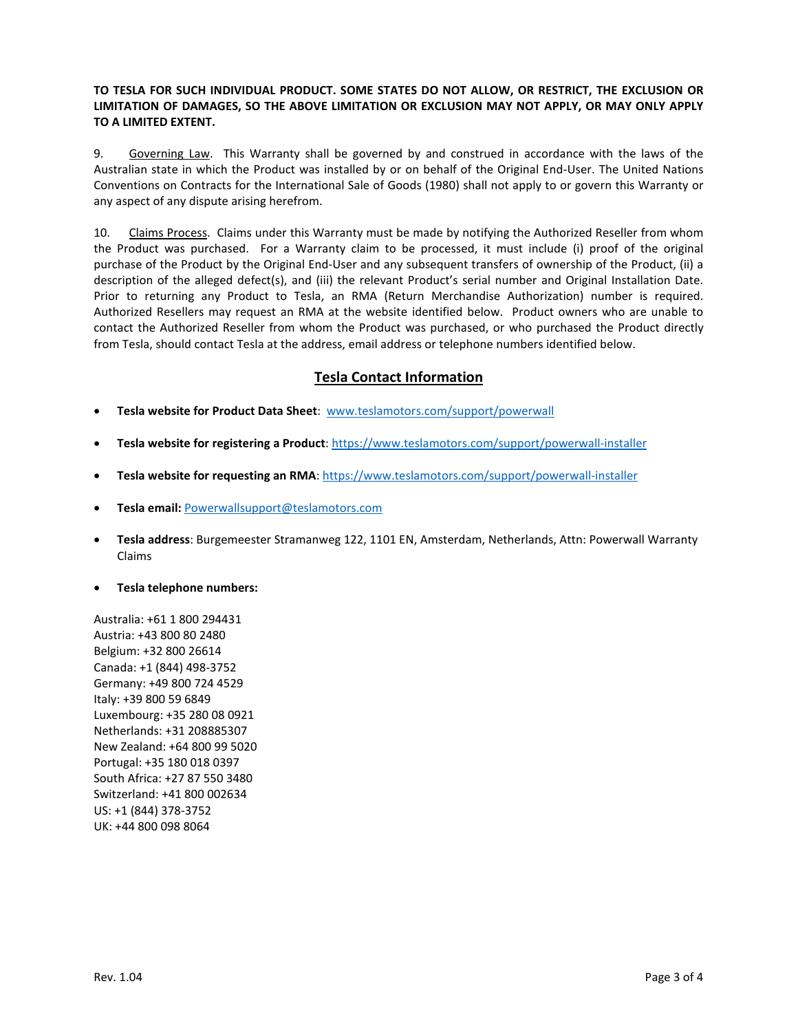**TO TESLA FOR SUCH INDIVIDUAL PRODUCT. SOME STATES DO NOT ALLOW, OR RESTRICT, THE EXCLUSION OR LIMITATION OF DAMAGES, SO THE ABOVE LIMITATION OR EXCLUSION MAY NOT APPLY, OR MAY ONLY APPLY TO A LIMITED EXTENT.**

9. Governing Law. This Warranty shall be governed by and construed in accordance with the laws of the Australian state in which the Product was installed by or on behalf of the Original End-User. The United Nations Conventions on Contracts for the International Sale of Goods (1980) shall not apply to or govern this Warranty or any aspect of any dispute arising herefrom.

10. Claims Process. Claims under this Warranty must be made by notifying the Authorized Reseller from whom the Product was purchased. For a Warranty claim to be processed, it must include (i) proof of the original purchase of the Product by the Original End-User and any subsequent transfers of ownership of the Product, (ii) a description of the alleged defect(s), and (iii) the relevant Product's serial number and Original Installation Date. Prior to returning any Product to Tesla, an RMA (Return Merchandise Authorization) number is required. Authorized Resellers may request an RMA at the website identified below. Product owners who are unable to contact the Authorized Reseller from whom the Product was purchased, or who purchased the Product directly from Tesla, should contact Tesla at the address, email address or telephone numbers identified below.

## Tesla Contact Information

- **Tesla website for Product Data Sheet**: www.teslamotors.com/support/powerwall
- **Tesla website for registering a Product**: https://www.teslamotors.com/support/powerwall-installer
- **Tesla website for requesting an RMA**: https://www.teslamotors.com/support/powerwall-installer
- **Tesla email:** Powerwallsupport@teslamotors.com
- **Tesla address**: Burgemeester Stramanweg 122, 1101 EN, Amsterdam, Netherlands, Attn: Powerwall Warranty Claims
- **Tesla telephone numbers:**

Australia: +61 1 800 294431
Austria: +43 800 80 2480
Belgium: +32 800 26614
Canada: +1 (844) 498-3752
Germany: +49 800 724 4529
Italy: +39 800 59 6849
Luxembourg: +35 280 08 0921
Netherlands: +31 208885307
New Zealand: +64 800 99 5020
Portugal: +35 180 018 0397
South Africa: +27 87 550 3480
Switzerland: +41 800 002634
US: +1 (844) 378-3752
UK: +44 800 098 8064

Rev. 1.04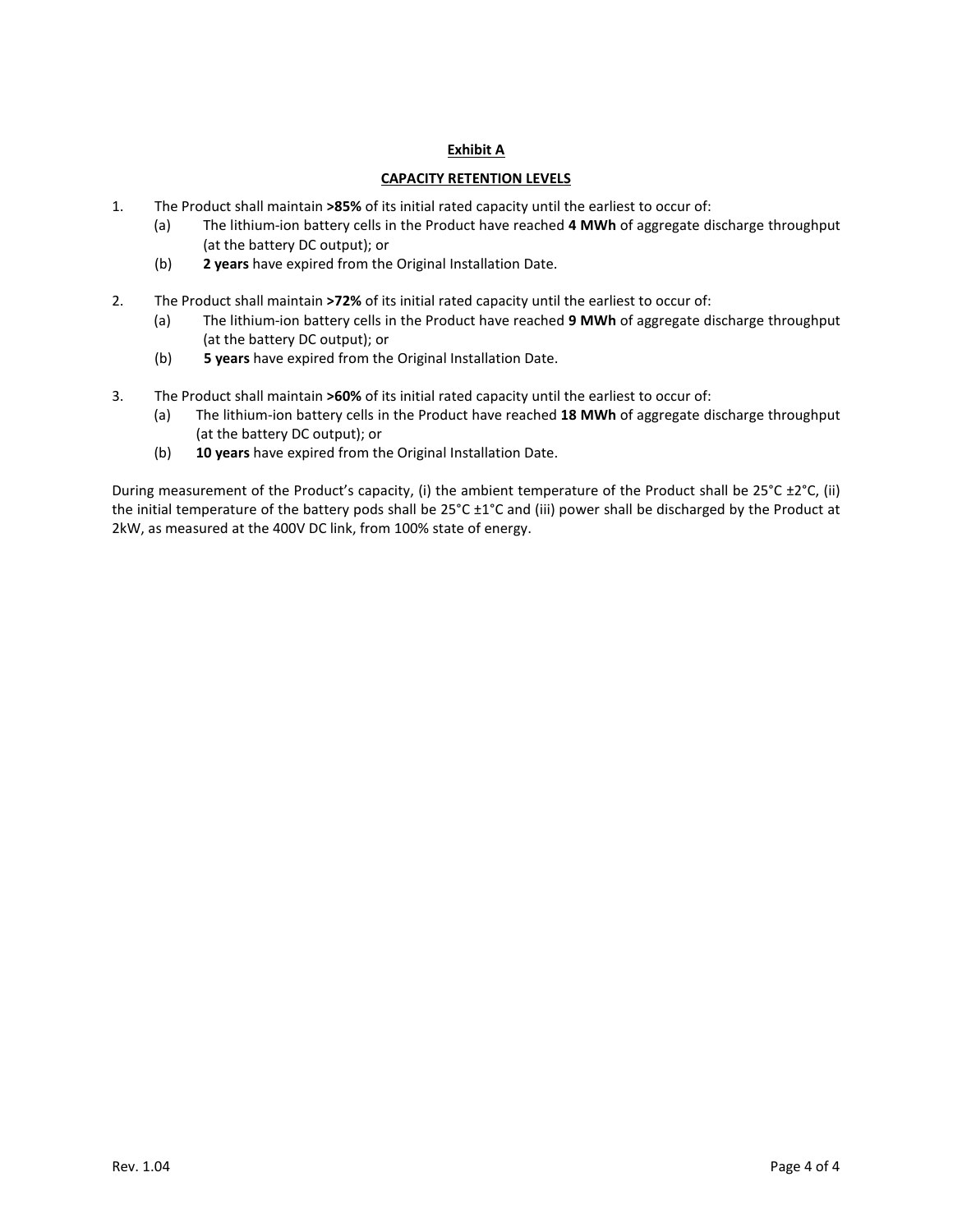**Exhibit A**

**CAPACITY RETENTION LEVELS**

1. The Product shall maintain **>85%** of its initial rated capacity until the earliest to occur of:
   (a) The lithium-ion battery cells in the Product have reached **4 MWh** of aggregate discharge throughput (at the battery DC output); or
   (b) **2 years** have expired from the Original Installation Date.

2. The Product shall maintain **>72%** of its initial rated capacity until the earliest to occur of:
   (a) The lithium-ion battery cells in the Product have reached **9 MWh** of aggregate discharge throughput (at the battery DC output); or
   (b) **5 years** have expired from the Original Installation Date.

3. The Product shall maintain **>60%** of its initial rated capacity until the earliest to occur of:
   (a) The lithium-ion battery cells in the Product have reached **18 MWh** of aggregate discharge throughput (at the battery DC output); or
   (b) **10 years** have expired from the Original Installation Date.

During measurement of the Product's capacity, (i) the ambient temperature of the Product shall be 25°C ±2°C, (ii) the initial temperature of the battery pods shall be 25°C ±1°C and (iii) power shall be discharged by the Product at 2kW, as measured at the 400V DC link, from 100% state of energy.

Rev. 1.04